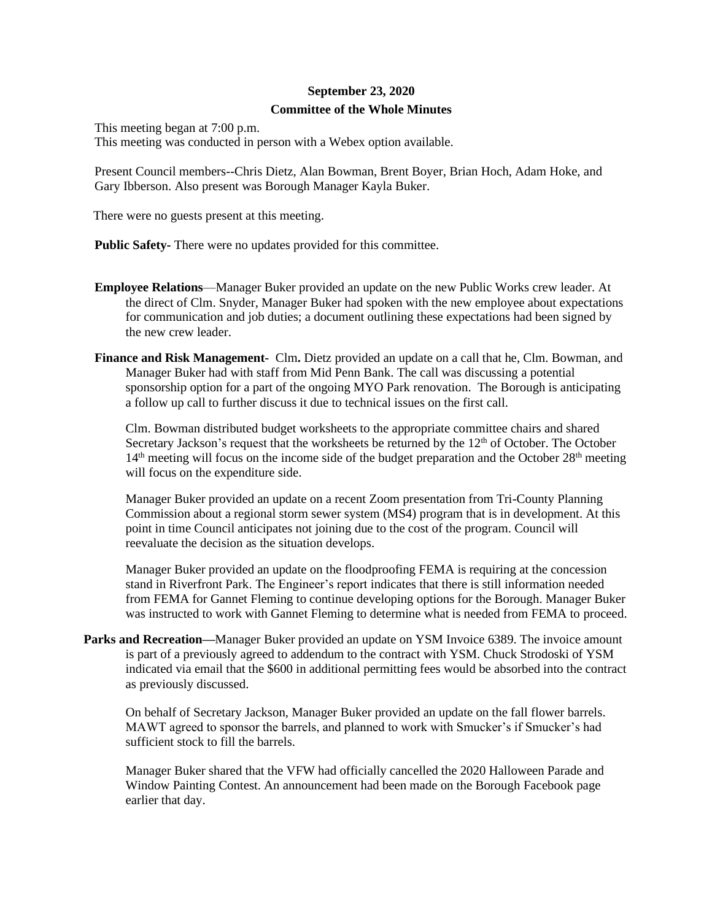**September 23, 2020**

**Committee of the Whole Minutes**

This meeting began at 7:00 p.m.
This meeting was conducted in person with a Webex option available.

Present Council members--Chris Dietz, Alan Bowman, Brent Boyer, Brian Hoch, Adam Hoke, and Gary Ibberson. Also present was Borough Manager Kayla Buker.

There were no guests present at this meeting.

**Public Safety-** There were no updates provided for this committee.

**Employee Relations**—Manager Buker provided an update on the new Public Works crew leader. At the direct of Clm. Snyder, Manager Buker had spoken with the new employee about expectations for communication and job duties; a document outlining these expectations had been signed by the new crew leader.

**Finance and Risk Management-** Clm**.** Dietz provided an update on a call that he, Clm. Bowman, and Manager Buker had with staff from Mid Penn Bank. The call was discussing a potential sponsorship option for a part of the ongoing MYO Park renovation. The Borough is anticipating a follow up call to further discuss it due to technical issues on the first call.

Clm. Bowman distributed budget worksheets to the appropriate committee chairs and shared Secretary Jackson's request that the worksheets be returned by the 12th of October. The October 14th meeting will focus on the income side of the budget preparation and the October 28th meeting will focus on the expenditure side.

Manager Buker provided an update on a recent Zoom presentation from Tri-County Planning Commission about a regional storm sewer system (MS4) program that is in development. At this point in time Council anticipates not joining due to the cost of the program. Council will reevaluate the decision as the situation develops.

Manager Buker provided an update on the floodproofing FEMA is requiring at the concession stand in Riverfront Park. The Engineer's report indicates that there is still information needed from FEMA for Gannet Fleming to continue developing options for the Borough. Manager Buker was instructed to work with Gannet Fleming to determine what is needed from FEMA to proceed.

**Parks and Recreation—**Manager Buker provided an update on YSM Invoice 6389. The invoice amount is part of a previously agreed to addendum to the contract with YSM. Chuck Strodoski of YSM indicated via email that the $600 in additional permitting fees would be absorbed into the contract as previously discussed.

On behalf of Secretary Jackson, Manager Buker provided an update on the fall flower barrels. MAWT agreed to sponsor the barrels, and planned to work with Smucker's if Smucker's had sufficient stock to fill the barrels.

Manager Buker shared that the VFW had officially cancelled the 2020 Halloween Parade and Window Painting Contest. An announcement had been made on the Borough Facebook page earlier that day.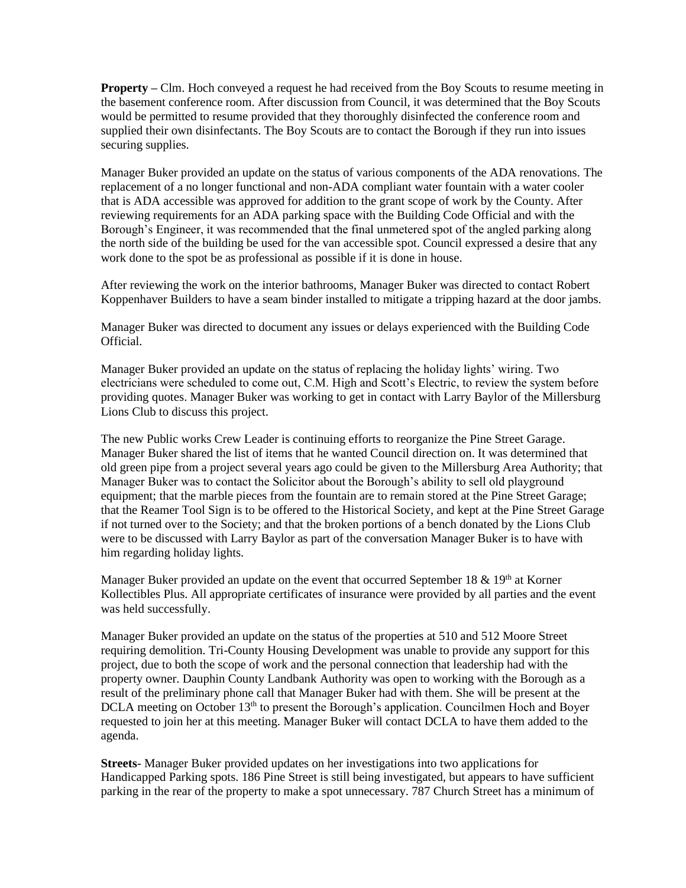**Property –** Clm. Hoch conveyed a request he had received from the Boy Scouts to resume meeting in the basement conference room. After discussion from Council, it was determined that the Boy Scouts would be permitted to resume provided that they thoroughly disinfected the conference room and supplied their own disinfectants. The Boy Scouts are to contact the Borough if they run into issues securing supplies.

Manager Buker provided an update on the status of various components of the ADA renovations. The replacement of a no longer functional and non-ADA compliant water fountain with a water cooler that is ADA accessible was approved for addition to the grant scope of work by the County. After reviewing requirements for an ADA parking space with the Building Code Official and with the Borough's Engineer, it was recommended that the final unmetered spot of the angled parking along the north side of the building be used for the van accessible spot. Council expressed a desire that any work done to the spot be as professional as possible if it is done in house.

After reviewing the work on the interior bathrooms, Manager Buker was directed to contact Robert Koppenhaver Builders to have a seam binder installed to mitigate a tripping hazard at the door jambs.

Manager Buker was directed to document any issues or delays experienced with the Building Code Official.

Manager Buker provided an update on the status of replacing the holiday lights' wiring. Two electricians were scheduled to come out, C.M. High and Scott's Electric, to review the system before providing quotes. Manager Buker was working to get in contact with Larry Baylor of the Millersburg Lions Club to discuss this project.

The new Public works Crew Leader is continuing efforts to reorganize the Pine Street Garage. Manager Buker shared the list of items that he wanted Council direction on. It was determined that old green pipe from a project several years ago could be given to the Millersburg Area Authority; that Manager Buker was to contact the Solicitor about the Borough's ability to sell old playground equipment; that the marble pieces from the fountain are to remain stored at the Pine Street Garage; that the Reamer Tool Sign is to be offered to the Historical Society, and kept at the Pine Street Garage if not turned over to the Society; and that the broken portions of a bench donated by the Lions Club were to be discussed with Larry Baylor as part of the conversation Manager Buker is to have with him regarding holiday lights.

Manager Buker provided an update on the event that occurred September 18 & 19th at Korner Kollectibles Plus. All appropriate certificates of insurance were provided by all parties and the event was held successfully.

Manager Buker provided an update on the status of the properties at 510 and 512 Moore Street requiring demolition. Tri-County Housing Development was unable to provide any support for this project, due to both the scope of work and the personal connection that leadership had with the property owner. Dauphin County Landbank Authority was open to working with the Borough as a result of the preliminary phone call that Manager Buker had with them. She will be present at the DCLA meeting on October 13th to present the Borough's application. Councilmen Hoch and Boyer requested to join her at this meeting. Manager Buker will contact DCLA to have them added to the agenda.

**Streets**- Manager Buker provided updates on her investigations into two applications for Handicapped Parking spots. 186 Pine Street is still being investigated, but appears to have sufficient parking in the rear of the property to make a spot unnecessary. 787 Church Street has a minimum of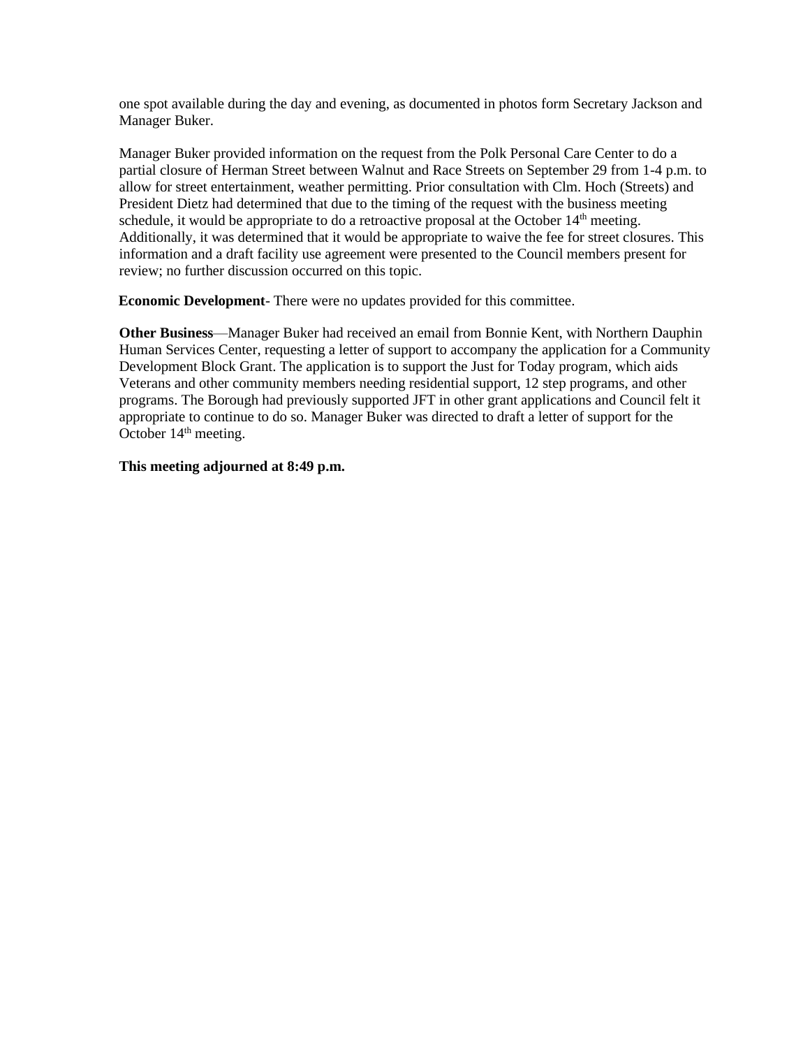one spot available during the day and evening, as documented in photos form Secretary Jackson and Manager Buker.

Manager Buker provided information on the request from the Polk Personal Care Center to do a partial closure of Herman Street between Walnut and Race Streets on September 29 from 1-4 p.m. to allow for street entertainment, weather permitting. Prior consultation with Clm. Hoch (Streets) and President Dietz had determined that due to the timing of the request with the business meeting schedule, it would be appropriate to do a retroactive proposal at the October 14th meeting. Additionally, it was determined that it would be appropriate to waive the fee for street closures. This information and a draft facility use agreement were presented to the Council members present for review; no further discussion occurred on this topic.

**Economic Development**- There were no updates provided for this committee.

**Other Business**—Manager Buker had received an email from Bonnie Kent, with Northern Dauphin Human Services Center, requesting a letter of support to accompany the application for a Community Development Block Grant. The application is to support the Just for Today program, which aids Veterans and other community members needing residential support, 12 step programs, and other programs. The Borough had previously supported JFT in other grant applications and Council felt it appropriate to continue to do so. Manager Buker was directed to draft a letter of support for the October 14th meeting.

**This meeting adjourned at 8:49 p.m.**